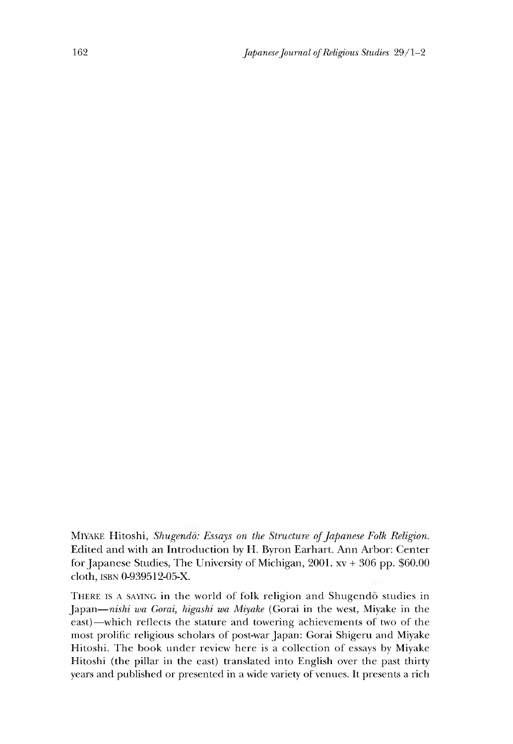MIYAKE Hitoshi, *Shugendō: Essays on the Structure of Japanese Folk Religion.* Edited and with an Introduction by H. Byron Earhart. Ann Arbor: Center for Japanese Studies, The University of Michigan, 2001. xv + 306 pp. $60.00 cloth, ISBN 0-939512-05-X.

THERE IS A SAYING in the world of folk religion and Shugendō studies in Japan—*nishi wa Gorai, higashi wa Miyake* (Gorai in the west, Miyake in the east)—which reflects the stature and towering achievements of two of the most prolific religious scholars of post-war Japan: Gorai Shigeru and Miyake Hitoshi. The book under review here is a collection of essays by Miyake Hitoshi (the pillar in the east) translated into English over the past thirty years and published or presented in a wide variety of venues. It presents a rich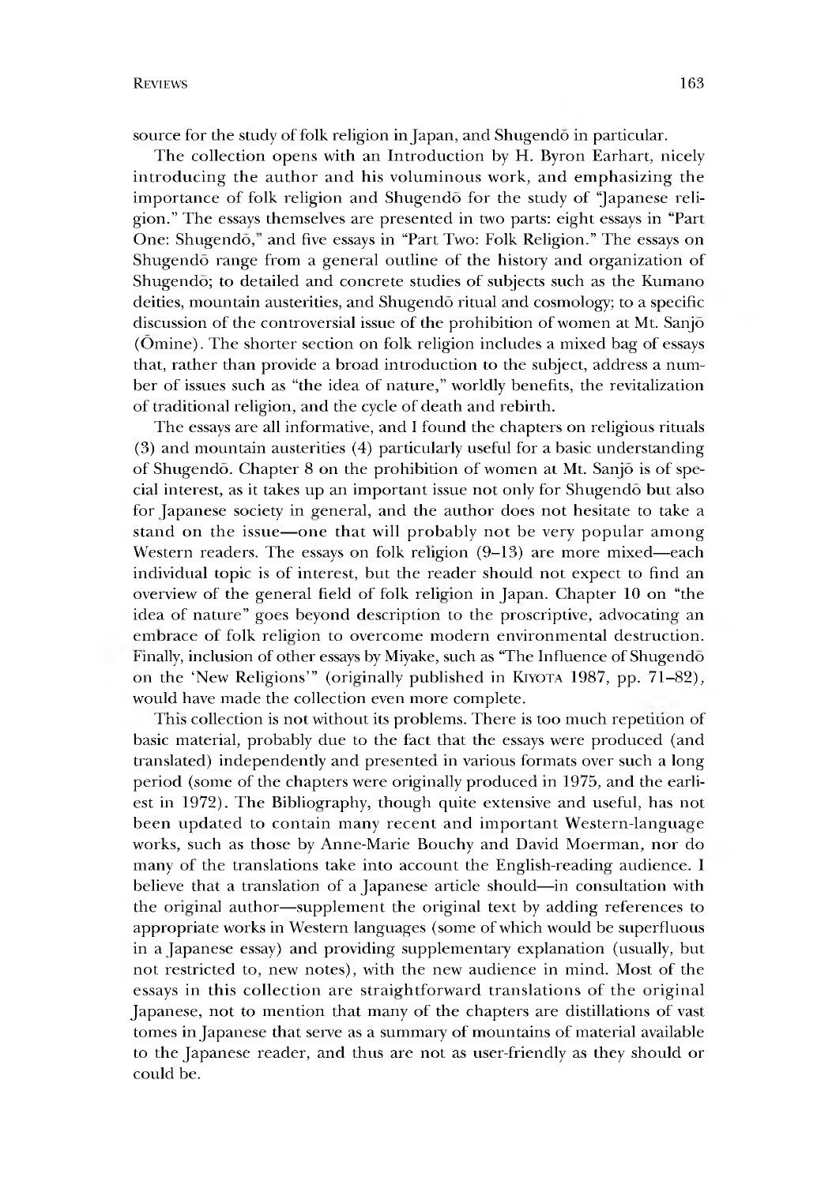source for the study of folk religion in Japan, and Shugendō in particular.

The collection opens with an Introduction by H. Byron Earhart, nicely introducing the author and his voluminous work, and emphasizing the importance of folk religion and Shugendō for the study of "Japanese religion." The essays themselves are presented in two parts: eight essays in "Part One: Shugendō," and five essays in "Part Two: Folk Religion." The essays on Shugendō range from a general outline of the history and organization of Shugendō; to detailed and concrete studies of subjects such as the Kumano deities, mountain austerities, and Shugendō ritual and cosmology; to a specific discussion of the controversial issue of the prohibition of women at Mt. Sanjō (Ōmine). The shorter section on folk religion includes a mixed bag of essays that, rather than provide a broad introduction to the subject, address a number of issues such as "the idea of nature," worldly benefits, the revitalization of traditional religion, and the cycle of death and rebirth.

The essays are all informative, and I found the chapters on religious rituals (3) and mountain austerities (4) particularly useful for a basic understanding of Shugendō. Chapter 8 on the prohibition of women at Mt. Sanjō is of special interest, as it takes up an important issue not only for Shugendō but also for Japanese society in general, and the author does not hesitate to take a stand on the issue—one that will probably not be very popular among Western readers. The essays on folk religion (9–13) are more mixed—each individual topic is of interest, but the reader should not expect to find an overview of the general field of folk religion in Japan. Chapter 10 on "the idea of nature" goes beyond description to the proscriptive, advocating an embrace of folk religion to overcome modern environmental destruction. Finally, inclusion of other essays by Miyake, such as "The Influence of Shugendō on the 'New Religions'" (originally published in KIYOTA 1987, pp. 71–82), would have made the collection even more complete.

This collection is not without its problems. There is too much repetition of basic material, probably due to the fact that the essays were produced (and translated) independently and presented in various formats over such a long period (some of the chapters were originally produced in 1975, and the earliest in 1972). The Bibliography, though quite extensive and useful, has not been updated to contain many recent and important Western-language works, such as those by Anne-Marie Bouchy and David Moerman, nor do many of the translations take into account the English-reading audience. I believe that a translation of a Japanese article should—in consultation with the original author—supplement the original text by adding references to appropriate works in Western languages (some of which would be superfluous in a Japanese essay) and providing supplementary explanation (usually, but not restricted to, new notes), with the new audience in mind. Most of the essays in this collection are straightforward translations of the original Japanese, not to mention that many of the chapters are distillations of vast tomes in Japanese that serve as a summary of mountains of material available to the Japanese reader, and thus are not as user-friendly as they should or could be.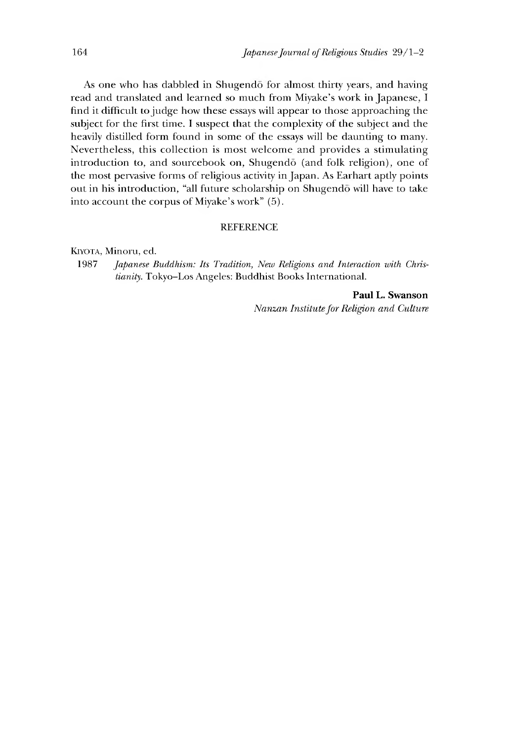As one who has dabbled in Shugendō for almost thirty years, and having read and translated and learned so much from Miyake's work in Japanese, I find it difficult to judge how these essays will appear to those approaching the subject for the first time. I suspect that the complexity of the subject and the heavily distilled form found in some of the essays will be daunting to many. Nevertheless, this collection is most welcome and provides a stimulating introduction to, and sourcebook on, Shugendō (and folk religion), one of the most pervasive forms of religious activity in Japan. As Earhart aptly points out in his introduction, "all future scholarship on Shugendō will have to take into account the corpus of Miyake's work" (5).

## REFERENCE

Kiyota, Minoru, ed.

1987 *Japanese Buddhism: Its Tradition, New Religions and Interaction with Christianity.* Tokyo–Los Angeles: Buddhist Books International.

**Paul L. Swanson**
*Nanzan Institute for Religion and Culture*